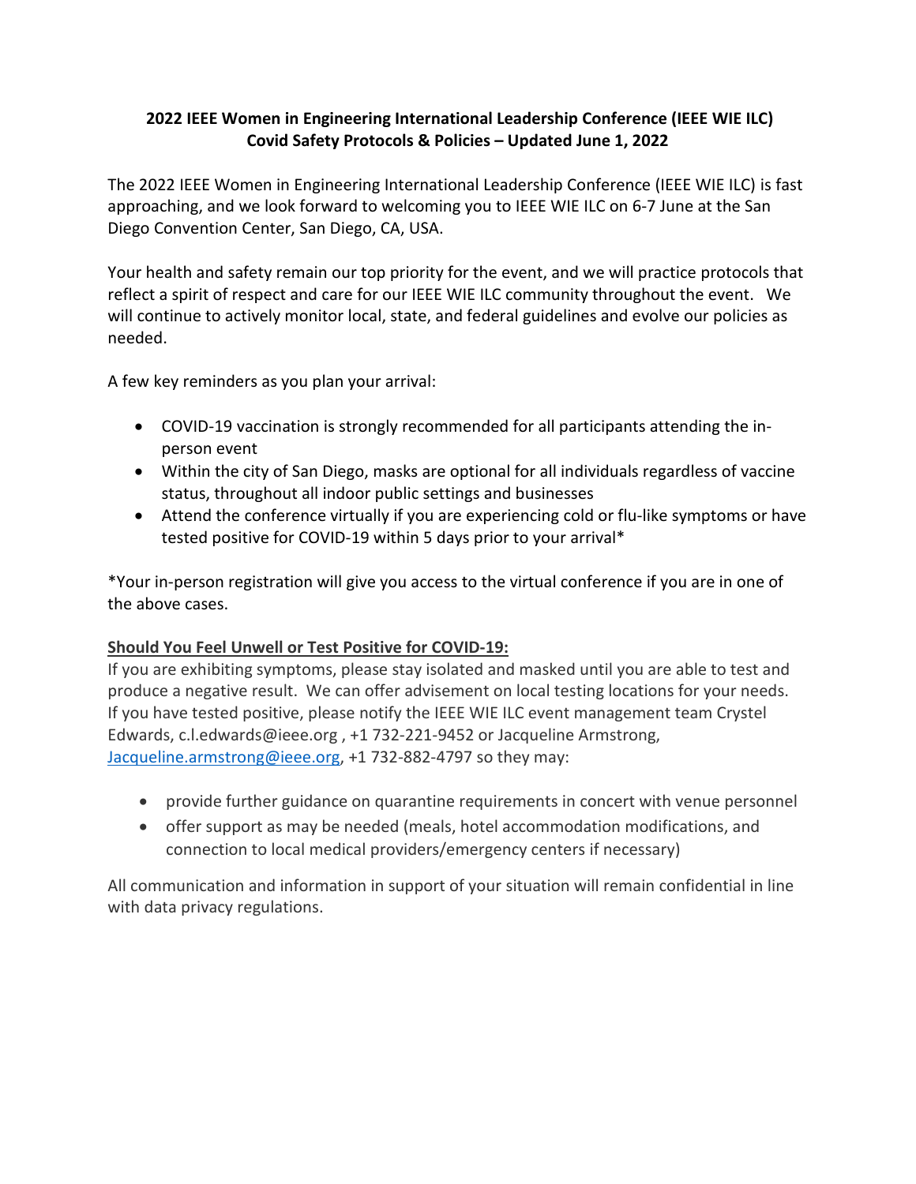**2022 IEEE Women in Engineering International Leadership Conference (IEEE WIE ILC)**
**Covid Safety Protocols & Policies – Updated June 1, 2022**

The 2022 IEEE Women in Engineering International Leadership Conference (IEEE WIE ILC) is fast approaching, and we look forward to welcoming you to IEEE WIE ILC on 6-7 June at the San Diego Convention Center, San Diego, CA, USA.

Your health and safety remain our top priority for the event, and we will practice protocols that reflect a spirit of respect and care for our IEEE WIE ILC community throughout the event. We will continue to actively monitor local, state, and federal guidelines and evolve our policies as needed.

A few key reminders as you plan your arrival:

- COVID-19 vaccination is strongly recommended for all participants attending the in-person event
- Within the city of San Diego, masks are optional for all individuals regardless of vaccine status, throughout all indoor public settings and businesses
- Attend the conference virtually if you are experiencing cold or flu-like symptoms or have tested positive for COVID-19 within 5 days prior to your arrival*

*Your in-person registration will give you access to the virtual conference if you are in one of the above cases.

**Should You Feel Unwell or Test Positive for COVID-19:**

If you are exhibiting symptoms, please stay isolated and masked until you are able to test and produce a negative result. We can offer advisement on local testing locations for your needs. If you have tested positive, please notify the IEEE WIE ILC event management team Crystel Edwards, c.l.edwards@ieee.org , +1 732-221-9452 or Jacqueline Armstrong, Jacqueline.armstrong@ieee.org, +1 732-882-4797 so they may:

- provide further guidance on quarantine requirements in concert with venue personnel
- offer support as may be needed (meals, hotel accommodation modifications, and connection to local medical providers/emergency centers if necessary)

All communication and information in support of your situation will remain confidential in line with data privacy regulations.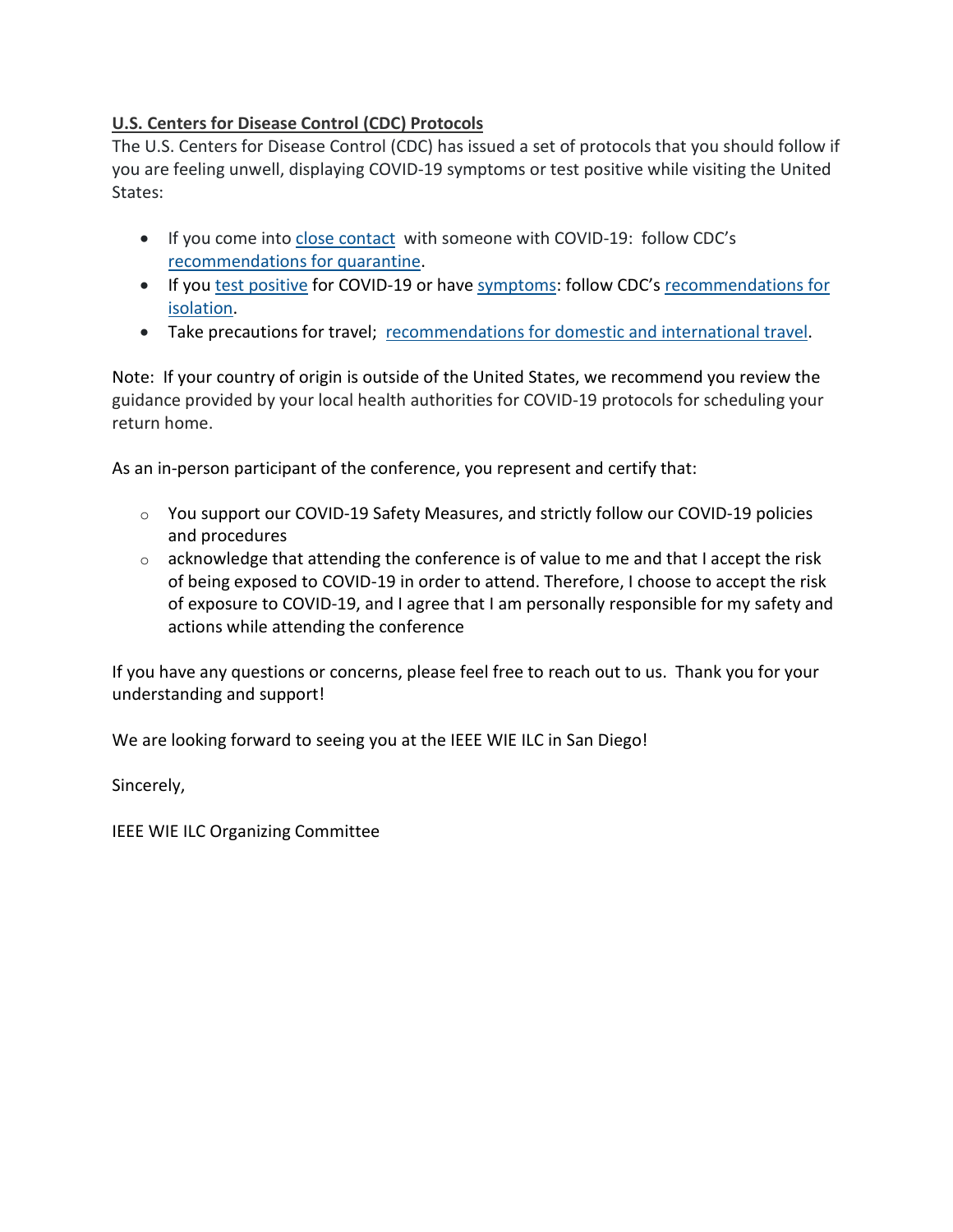**U.S. Centers for Disease Control (CDC) Protocols**

The U.S. Centers for Disease Control (CDC) has issued a set of protocols that you should follow if you are feeling unwell, displaying COVID-19 symptoms or test positive while visiting the United States:

- If you come into close contact with someone with COVID-19: follow CDC's recommendations for quarantine.
- If you test positive for COVID-19 or have symptoms: follow CDC's recommendations for isolation.
- Take precautions for travel; recommendations for domestic and international travel.

Note: If your country of origin is outside of the United States, we recommend you review the guidance provided by your local health authorities for COVID-19 protocols for scheduling your return home.

As an in-person participant of the conference, you represent and certify that:

- You support our COVID-19 Safety Measures, and strictly follow our COVID-19 policies and procedures
- acknowledge that attending the conference is of value to me and that I accept the risk of being exposed to COVID-19 in order to attend. Therefore, I choose to accept the risk of exposure to COVID-19, and I agree that I am personally responsible for my safety and actions while attending the conference

If you have any questions or concerns, please feel free to reach out to us. Thank you for your understanding and support!

We are looking forward to seeing you at the IEEE WIE ILC in San Diego!

Sincerely,

IEEE WIE ILC Organizing Committee